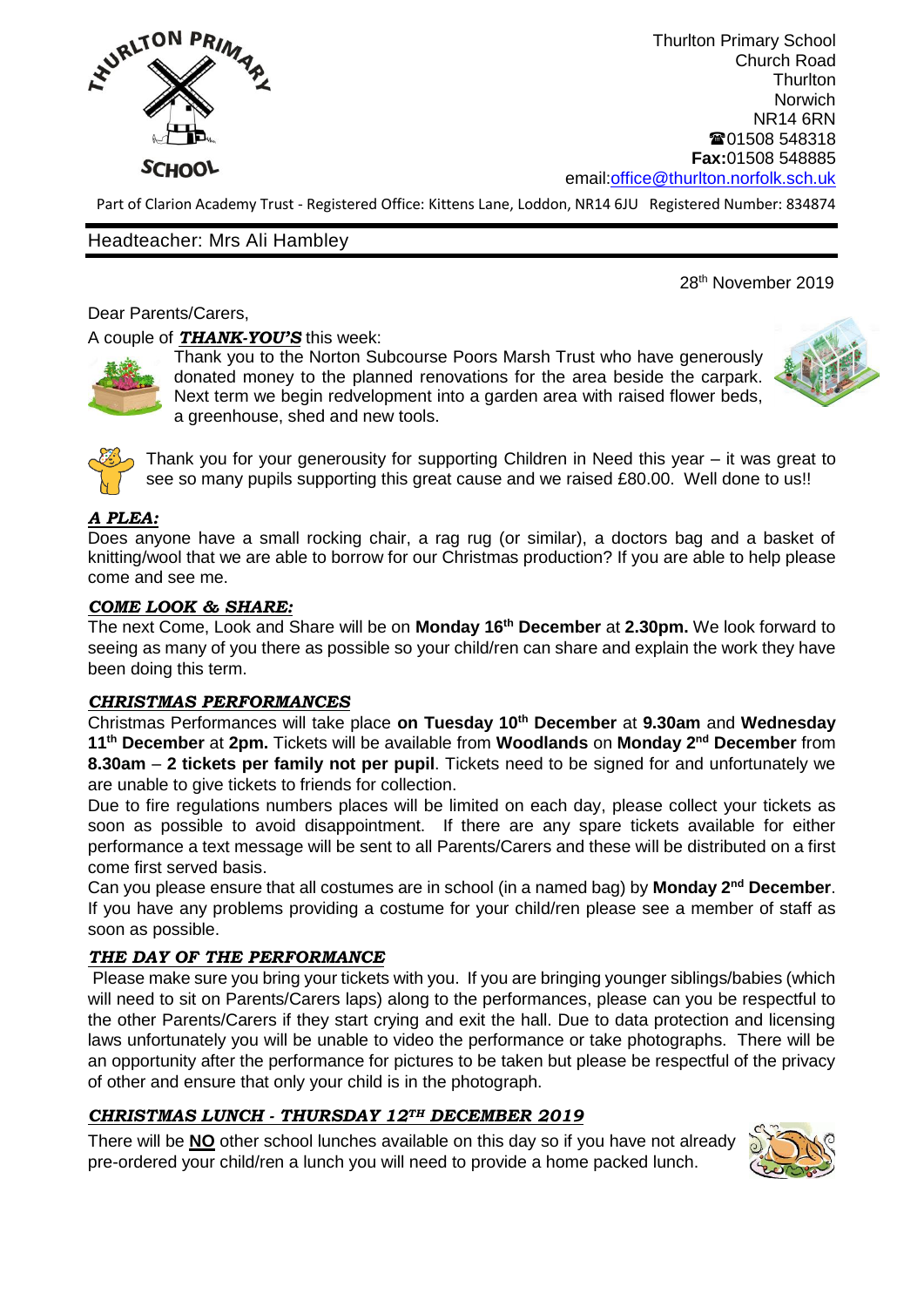Thurlton Primary School
Church Road
Thurlton
Norwich
NR14 6RN
☎01508 548318
**Fax:**01508 548885
email:office@thurlton.norfolk.sch.uk

Part of Clarion Academy Trust - Registered Office: Kittens Lane, Loddon, NR14 6JU Registered Number: 834874

Headteacher: Mrs Ali Hambley

28th November 2019

Dear Parents/Carers,

A couple of ***THANK-YOU'S*** this week:

Thank you to the Norton Subcourse Poors Marsh Trust who have generously donated money to the planned renovations for the area beside the carpark. Next term we begin redvelopment into a garden area with raised flower beds, a greenhouse, shed and new tools.

Thank you for your generosity for supporting Children in Need this year – it was great to see so many pupils supporting this great cause and we raised £80.00. Well done to us!!

***A PLEA:***

Does anyone have a small rocking chair, a rag rug (or similar), a doctors bag and a basket of knitting/wool that we are able to borrow for our Christmas production? If you are able to help please come and see me.

***COME LOOK & SHARE:***

The next Come, Look and Share will be on **Monday 16th December** at **2.30pm.** We look forward to seeing as many of you there as possible so your child/ren can share and explain the work they have been doing this term.

***CHRISTMAS PERFORMANCES***

Christmas Performances will take place **on Tuesday 10th December** at **9.30am** and **Wednesday 11th December** at **2pm.** Tickets will be available from **Woodlands** on **Monday 2nd December** from **8.30am** – **2 tickets per family not per pupil**. Tickets need to be signed for and unfortunately we are unable to give tickets to friends for collection.

Due to fire regulations numbers places will be limited on each day, please collect your tickets as soon as possible to avoid disappointment. If there are any spare tickets available for either performance a text message will be sent to all Parents/Carers and these will be distributed on a first come first served basis.

Can you please ensure that all costumes are in school (in a named bag) by **Monday 2nd December**. If you have any problems providing a costume for your child/ren please see a member of staff as soon as possible.

***THE DAY OF THE PERFORMANCE***

Please make sure you bring your tickets with you. If you are bringing younger siblings/babies (which will need to sit on Parents/Carers laps) along to the performances, please can you be respectful to the other Parents/Carers if they start crying and exit the hall. Due to data protection and licensing laws unfortunately you will be unable to video the performance or take photographs. There will be an opportunity after the performance for pictures to be taken but please be respectful of the privacy of other and ensure that only your child is in the photograph.

***CHRISTMAS LUNCH - THURSDAY 12TH DECEMBER 2019***

There will be **NO** other school lunches available on this day so if you have not already pre-ordered your child/ren a lunch you will need to provide a home packed lunch.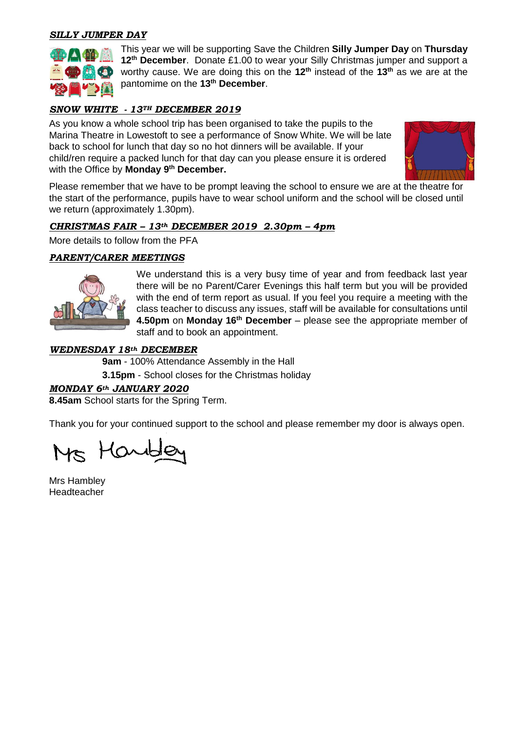***SILLY JUMPER DAY***

This year we will be supporting Save the Children **Silly Jumper Day** on **Thursday 12th December**. Donate £1.00 to wear your Silly Christmas jumper and support a worthy cause. We are doing this on the **12th** instead of the **13th** as we are at the pantomime on the **13th December**.

***SNOW WHITE - 13TH DECEMBER 2019***

As you know a whole school trip has been organised to take the pupils to the Marina Theatre in Lowestoft to see a performance of Snow White. We will be late back to school for lunch that day so no hot dinners will be available. If your child/ren require a packed lunch for that day can you please ensure it is ordered with the Office by **Monday 9th December.**

Please remember that we have to be prompt leaving the school to ensure we are at the theatre for the start of the performance, pupils have to wear school uniform and the school will be closed until we return (approximately 1.30pm).

***CHRISTMAS FAIR – 13th DECEMBER 2019 2.30pm – 4pm***

More details to follow from the PFA

***PARENT/CARER MEETINGS***

We understand this is a very busy time of year and from feedback last year there will be no Parent/Carer Evenings this half term but you will be provided with the end of term report as usual. If you feel you require a meeting with the class teacher to discuss any issues, staff will be available for consultations until **4.50pm** on **Monday 16th December** – please see the appropriate member of staff and to book an appointment.

***WEDNESDAY 18th DECEMBER***

**9am** - 100% Attendance Assembly in the Hall

**3.15pm** - School closes for the Christmas holiday

***MONDAY 6th JANUARY 2020***

**8.45am** School starts for the Spring Term.

Thank you for your continued support to the school and please remember my door is always open.

Mrs Hambley

Mrs Hambley
Headteacher